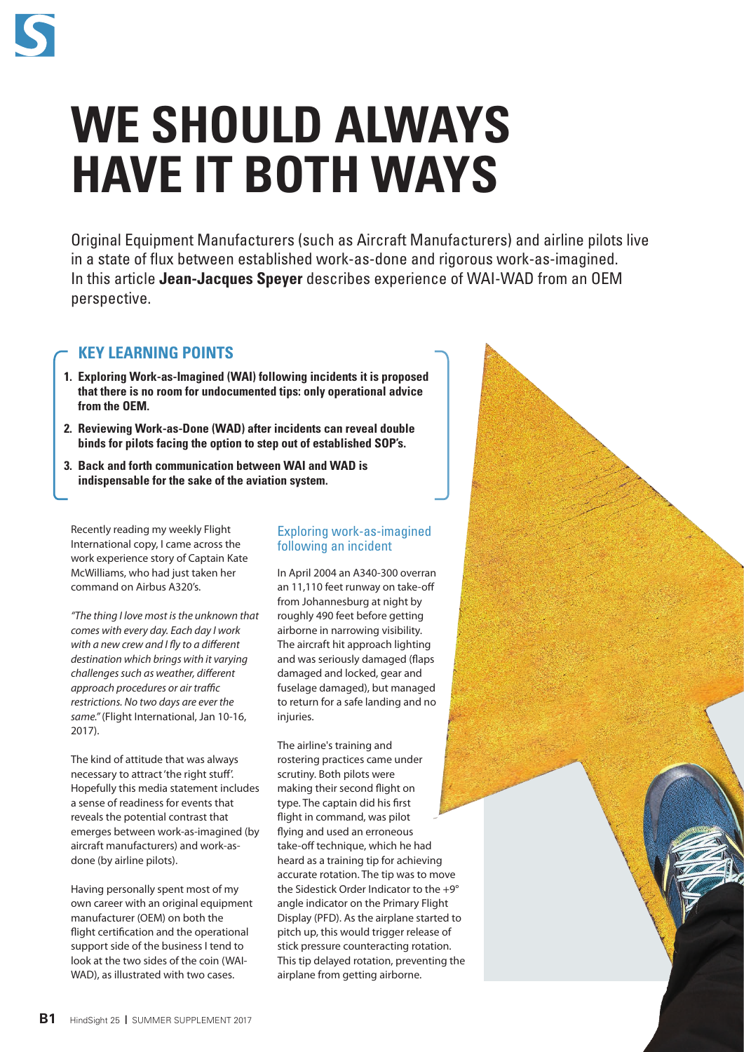# WE SHOULD ALWAYS HAVE IT BOTH WAYS

Original Equipment Manufacturers (such as Aircraft Manufacturers) and airline pilots live in a state of flux between established work-as-done and rigorous work-as-imagined. In this article **Jean-Jacques Speyer** describes experience of WAI-WAD from an OEM perspective.

## KEY LEARNING POINTS

1. **Exploring Work-as-Imagined (WAI) following incidents it is proposed that there is no room for undocumented tips: only operational advice from the OEM.**
2. **Reviewing Work-as-Done (WAD) after incidents can reveal double binds for pilots facing the option to step out of established SOP's.**
3. **Back and forth communication between WAI and WAD is indispensable for the sake of the aviation system.**

Recently reading my weekly Flight International copy, I came across the work experience story of Captain Kate McWilliams, who had just taken her command on Airbus A320's.

*"The thing I love most is the unknown that comes with every day. Each day I work with a new crew and I fly to a different destination which brings with it varying challenges such as weather, different approach procedures or air traffic restrictions. No two days are ever the same."* (Flight International, Jan 10-16, 2017).

The kind of attitude that was always necessary to attract 'the right stuff'. Hopefully this media statement includes a sense of readiness for events that reveals the potential contrast that emerges between work-as-imagined (by aircraft manufacturers) and work-as-done (by airline pilots).

Having personally spent most of my own career with an original equipment manufacturer (OEM) on both the flight certification and the operational support side of the business I tend to look at the two sides of the coin (WAI-WAD), as illustrated with two cases.

### Exploring work-as-imagined following an incident

In April 2004 an A340-300 overran an 11,110 feet runway on take-off from Johannesburg at night by roughly 490 feet before getting airborne in narrowing visibility. The aircraft hit approach lighting and was seriously damaged (flaps damaged and locked, gear and fuselage damaged), but managed to return for a safe landing and no injuries.

The airline's training and rostering practices came under scrutiny. Both pilots were making their second flight on type. The captain did his first flight in command, was pilot flying and used an erroneous take-off technique, which he had heard as a training tip for achieving accurate rotation. The tip was to move the Sidestick Order Indicator to the +9° angle indicator on the Primary Flight Display (PFD). As the airplane started to pitch up, this would trigger release of stick pressure counteracting rotation. This tip delayed rotation, preventing the airplane from getting airborne.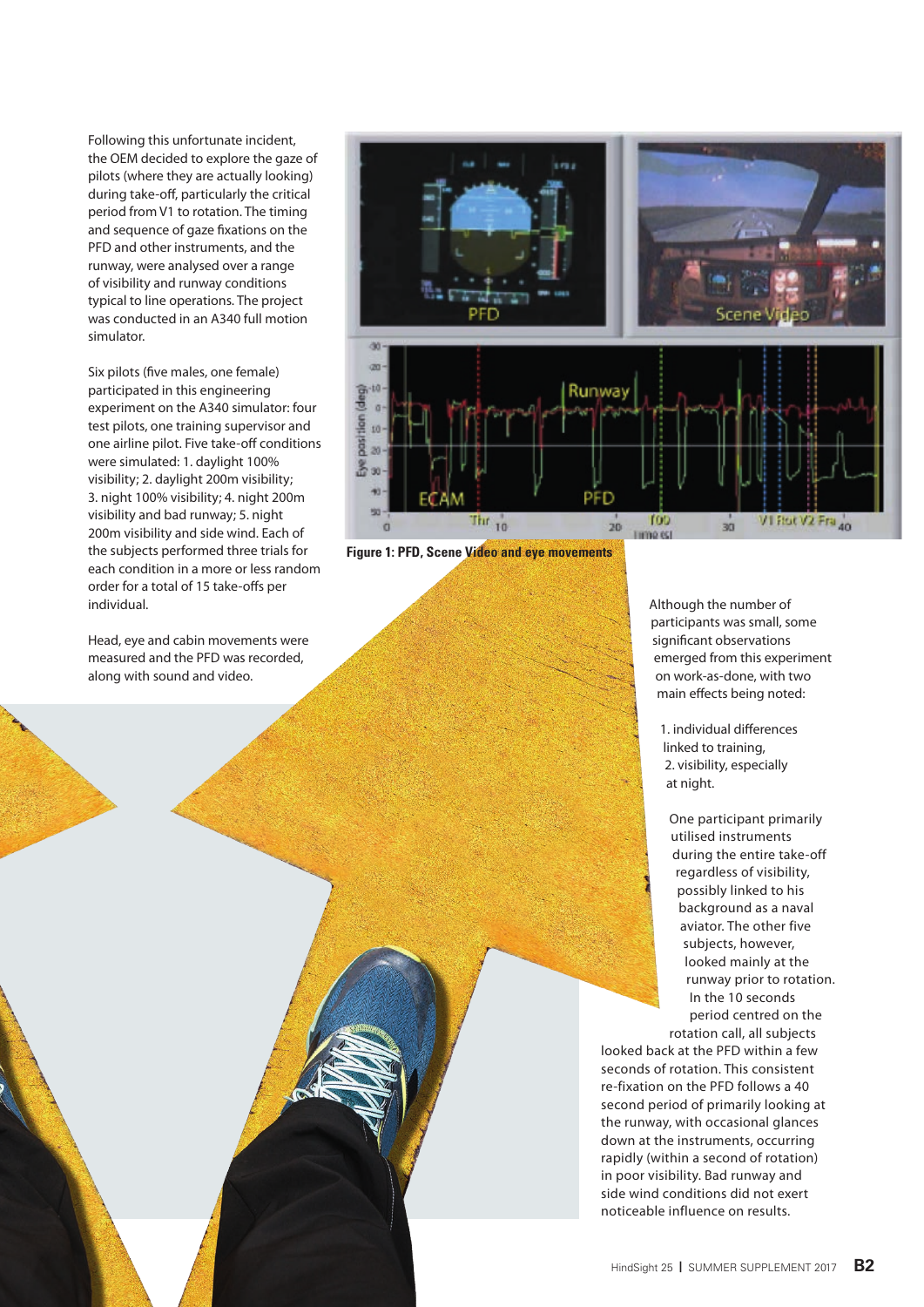Following this unfortunate incident, the OEM decided to explore the gaze of pilots (where they are actually looking) during take-off, particularly the critical period from V1 to rotation. The timing and sequence of gaze fixations on the PFD and other instruments, and the runway, were analysed over a range of visibility and runway conditions typical to line operations. The project was conducted in an A340 full motion simulator.

Six pilots (five males, one female) participated in this engineering experiment on the A340 simulator: four test pilots, one training supervisor and one airline pilot. Five take-off conditions were simulated: 1. daylight 100% visibility; 2. daylight 200m visibility; 3. night 100% visibility; 4. night 200m visibility and bad runway; 5. night 200m visibility and side wind. Each of the subjects performed three trials for each condition in a more or less random order for a total of 15 take-offs per individual.

Head, eye and cabin movements were measured and the PFD was recorded, along with sound and video.

Figure 1: PFD, Scene Video and eye movements

Although the number of participants was small, some significant observations emerged from this experiment on work-as-done, with two main effects being noted:

1. individual differences linked to training,
2. visibility, especially at night.

One participant primarily utilised instruments during the entire take-off regardless of visibility, possibly linked to his background as a naval aviator. The other five subjects, however, looked mainly at the runway prior to rotation. In the 10 seconds period centred on the rotation call, all subjects looked back at the PFD within a few seconds of rotation. This consistent re-fixation on the PFD follows a 40 second period of primarily looking at the runway, with occasional glances down at the instruments, occurring rapidly (within a second of rotation) in poor visibility. Bad runway and side wind conditions did not exert noticeable influence on results.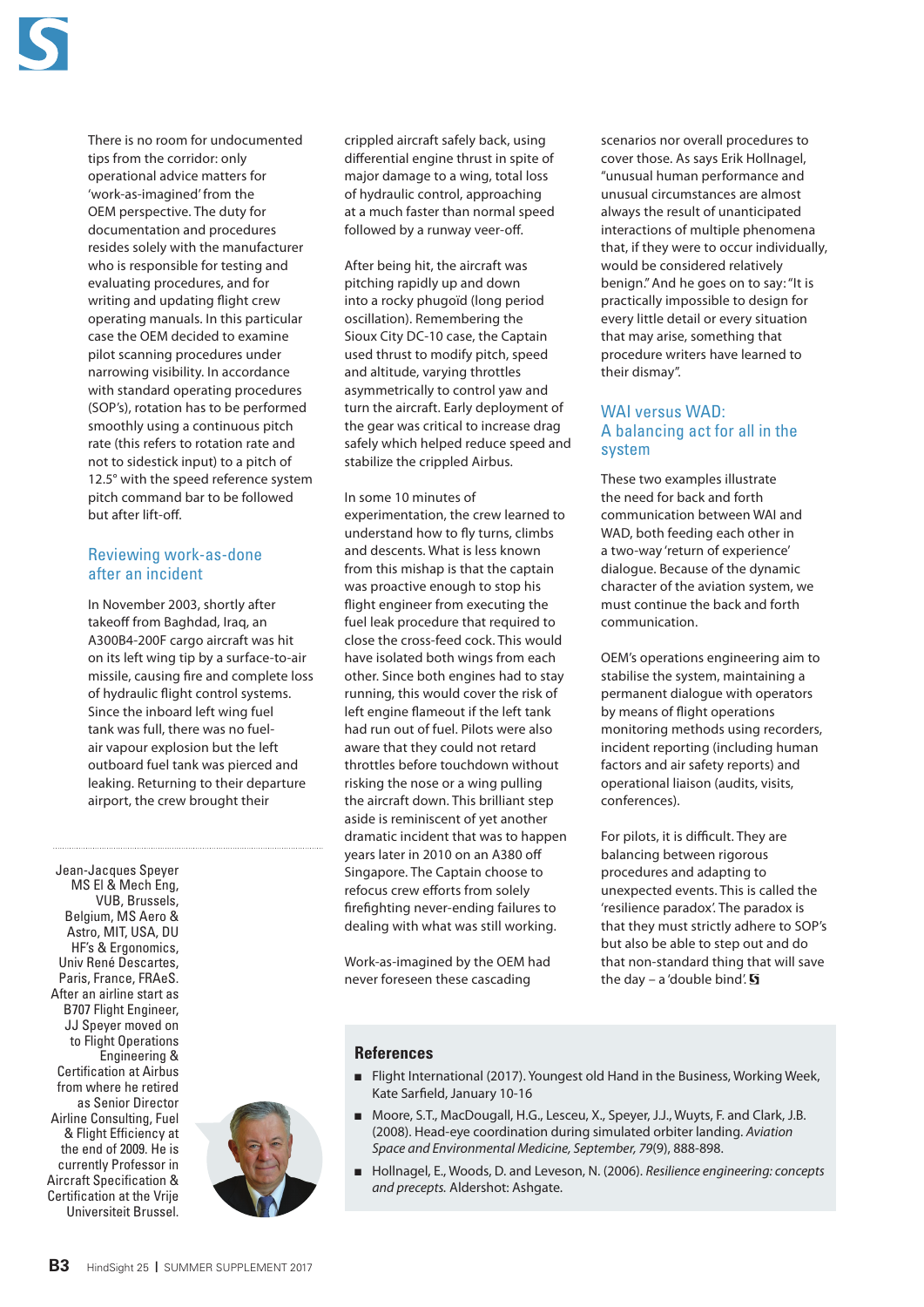There is no room for undocumented tips from the corridor: only operational advice matters for 'work-as-imagined' from the OEM perspective. The duty for documentation and procedures resides solely with the manufacturer who is responsible for testing and evaluating procedures, and for writing and updating flight crew operating manuals. In this particular case the OEM decided to examine pilot scanning procedures under narrowing visibility. In accordance with standard operating procedures (SOP's), rotation has to be performed smoothly using a continuous pitch rate (this refers to rotation rate and not to sidestick input) to a pitch of 12.5° with the speed reference system pitch command bar to be followed but after lift-off.

## Reviewing work-as-done after an incident

In November 2003, shortly after takeoff from Baghdad, Iraq, an A300B4-200F cargo aircraft was hit on its left wing tip by a surface-to-air missile, causing fire and complete loss of hydraulic flight control systems. Since the inboard left wing fuel tank was full, there was no fuel-air vapour explosion but the left outboard fuel tank was pierced and leaking. Returning to their departure airport, the crew brought their crippled aircraft safely back, using differential engine thrust in spite of major damage to a wing, total loss of hydraulic control, approaching at a much faster than normal speed followed by a runway veer-off.

After being hit, the aircraft was pitching rapidly up and down into a rocky phugoïd (long period oscillation). Remembering the Sioux City DC-10 case, the Captain used thrust to modify pitch, speed and altitude, varying throttles asymmetrically to control yaw and turn the aircraft. Early deployment of the gear was critical to increase drag safely which helped reduce speed and stabilize the crippled Airbus.

In some 10 minutes of experimentation, the crew learned to understand how to fly turns, climbs and descents. What is less known from this mishap is that the captain was proactive enough to stop his flight engineer from executing the fuel leak procedure that required to close the cross-feed cock. This would have isolated both wings from each other. Since both engines had to stay running, this would cover the risk of left engine flameout if the left tank had run out of fuel. Pilots were also aware that they could not retard throttles before touchdown without risking the nose or a wing pulling the aircraft down. This brilliant step aside is reminiscent of yet another dramatic incident that was to happen years later in 2010 on an A380 off Singapore. The Captain choose to refocus crew efforts from solely firefighting never-ending failures to dealing with what was still working.

Work-as-imagined by the OEM had never foreseen these cascading scenarios nor overall procedures to cover those. As says Erik Hollnagel, "unusual human performance and unusual circumstances are almost always the result of unanticipated interactions of multiple phenomena that, if they were to occur individually, would be considered relatively benign." And he goes on to say: "It is practically impossible to design for every little detail or every situation that may arise, something that procedure writers have learned to their dismay".

## WAI versus WAD: A balancing act for all in the system

These two examples illustrate the need for back and forth communication between WAI and WAD, both feeding each other in a two-way 'return of experience' dialogue. Because of the dynamic character of the aviation system, we must continue the back and forth communication.

OEM's operations engineering aim to stabilise the system, maintaining a permanent dialogue with operators by means of flight operations monitoring methods using recorders, incident reporting (including human factors and air safety reports) and operational liaison (audits, visits, conferences).

For pilots, it is difficult. They are balancing between rigorous procedures and adapting to unexpected events. This is called the 'resilience paradox'. The paradox is that they must strictly adhere to SOP's but also be able to step out and do that non-standard thing that will save the day – a 'double bind'.

---

Jean-Jacques Speyer MS El & Mech Eng, VUB, Brussels, Belgium, MS Aero & Astro, MIT, USA, DU HF's & Ergonomics, Univ René Descartes, Paris, France, FRAeS. After an airline start as B707 Flight Engineer, JJ Speyer moved on to Flight Operations Engineering & Certification at Airbus from where he retired as Senior Director Airline Consulting, Fuel & Flight Efficiency at the end of 2009. He is currently Professor in Aircraft Specification & Certification at the Vrije Universiteit Brussel.

## References

- Flight International (2017). Youngest old Hand in the Business, Working Week, Kate Sarfield, January 10-16
- Moore, S.T., MacDougall, H.G., Lesceu, X., Speyer, J.J., Wuyts, F. and Clark, J.B. (2008). Head-eye coordination during simulated orbiter landing. *Aviation Space and Environmental Medicine, September, 79*(9), 888-898.
- Hollnagel, E., Woods, D. and Leveson, N. (2006). *Resilience engineering: concepts and precepts.* Aldershot: Ashgate.